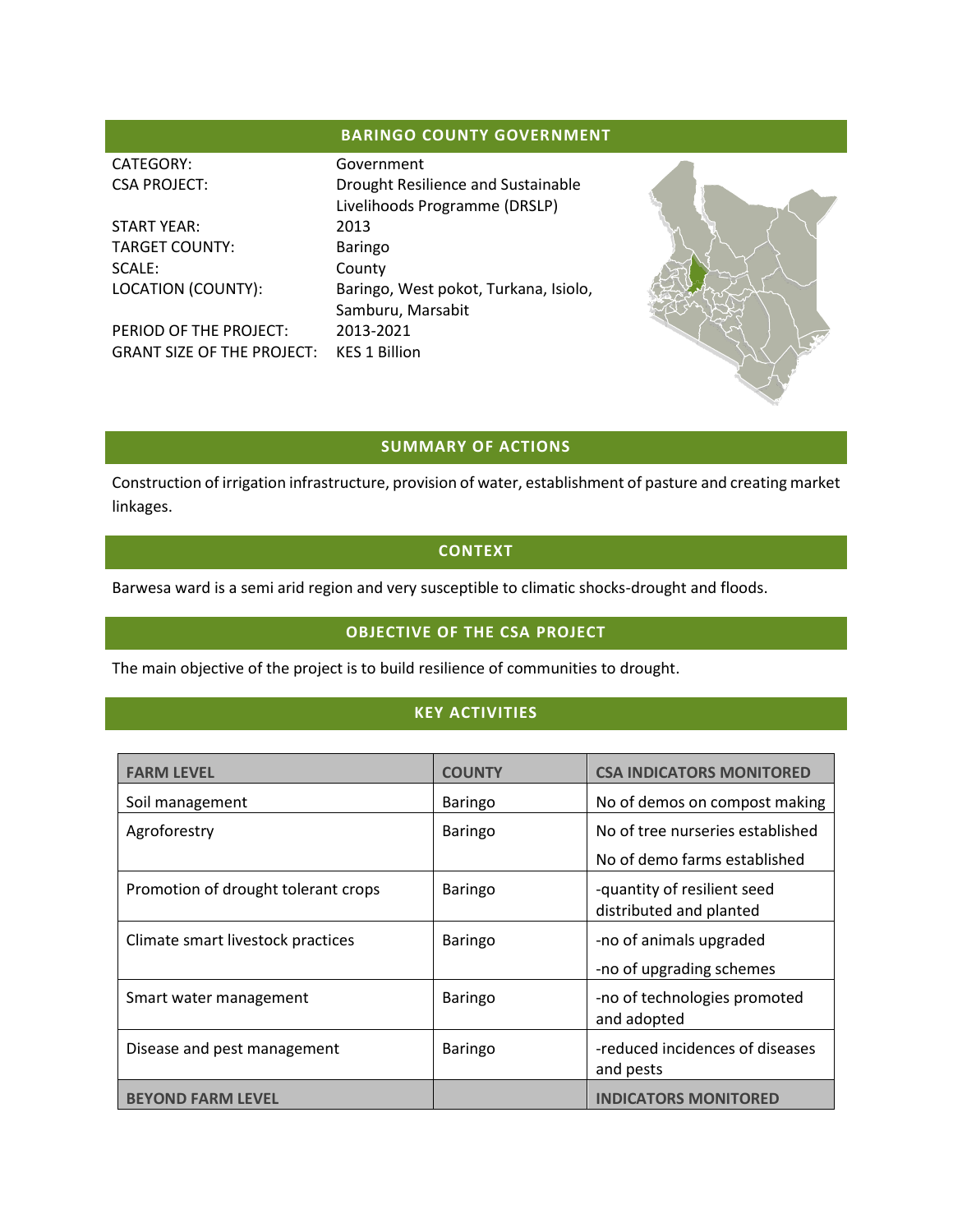## BARINGO COUNTY GOVERNMENT

| | |
|---|---|
| CATEGORY: | Government |
| CSA PROJECT: | Drought Resilience and Sustainable Livelihoods Programme (DRSLP) |
| START YEAR: | 2013 |
| TARGET COUNTY: | Baringo |
| SCALE: | County |
| LOCATION (COUNTY): | Baringo, West pokot, Turkana, Isiolo, Samburu, Marsabit |
| PERIOD OF THE PROJECT: | 2013-2021 |
| GRANT SIZE OF THE PROJECT: | KES 1 Billion |

## SUMMARY OF ACTIONS

Construction of irrigation infrastructure, provision of water, establishment of pasture and creating market linkages.

## CONTEXT

Barwesa ward is a semi arid region and very susceptible to climatic shocks-drought and floods.

## OBJECTIVE OF THE CSA PROJECT

The main objective of the project is to build resilience of communities to drought.

## KEY ACTIVITIES

| FARM LEVEL | COUNTY | CSA INDICATORS MONITORED |
|---|---|---|
| Soil management | Baringo | No of demos on compost making |
| Agroforestry | Baringo | No of tree nurseries established<br>No of demo farms established |
| Promotion of drought tolerant crops | Baringo | -quantity of resilient seed distributed and planted |
| Climate smart livestock practices | Baringo | -no of animals upgraded<br>-no of upgrading schemes |
| Smart water management | Baringo | -no of technologies promoted and adopted |
| Disease and pest management | Baringo | -reduced incidences of diseases and pests |
| **BEYOND FARM LEVEL** | | **INDICATORS MONITORED** |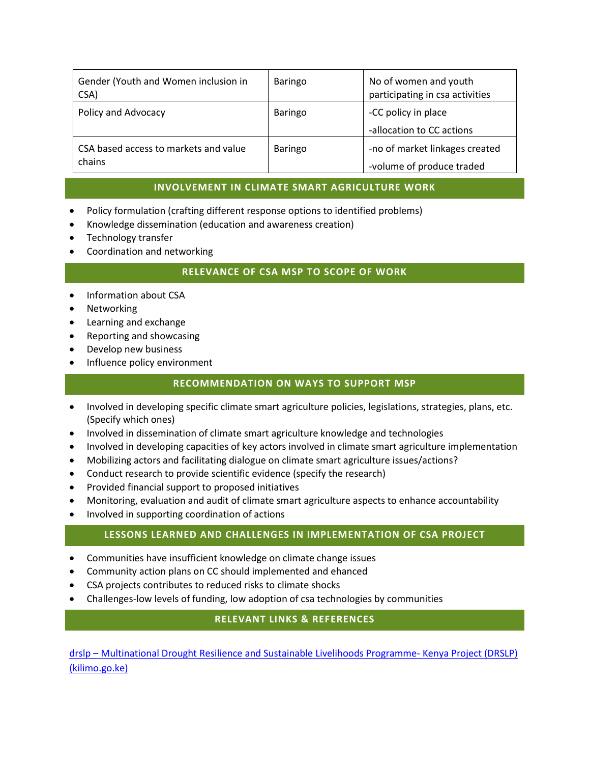| Gender (Youth and Women inclusion in CSA) | Baringo | No of women and youth participating in csa activities |
|---|---|---|
| Policy and Advocacy | Baringo | -CC policy in place<br>-allocation to CC actions |
| CSA based access to markets and value chains | Baringo | -no of market linkages created<br>-volume of produce traded |

## INVOLVEMENT IN CLIMATE SMART AGRICULTURE WORK

- Policy formulation (crafting different response options to identified problems)
- Knowledge dissemination (education and awareness creation)
- Technology transfer
- Coordination and networking

## RELEVANCE OF CSA MSP TO SCOPE OF WORK

- Information about CSA
- Networking
- Learning and exchange
- Reporting and showcasing
- Develop new business
- Influence policy environment

## RECOMMENDATION ON WAYS TO SUPPORT MSP

- Involved in developing specific climate smart agriculture policies, legislations, strategies, plans, etc. (Specify which ones)
- Involved in dissemination of climate smart agriculture knowledge and technologies
- Involved in developing capacities of key actors involved in climate smart agriculture implementation
- Mobilizing actors and facilitating dialogue on climate smart agriculture issues/actions?
- Conduct research to provide scientific evidence (specify the research)
- Provided financial support to proposed initiatives
- Monitoring, evaluation and audit of climate smart agriculture aspects to enhance accountability
- Involved in supporting coordination of actions

## LESSONS LEARNED AND CHALLENGES IN IMPLEMENTATION OF CSA PROJECT

- Communities have insufficient knowledge on climate change issues
- Community action plans on CC should implemented and ehanced
- CSA projects contributes to reduced risks to climate shocks
- Challenges-low levels of funding, low adoption of csa technologies by communities

## RELEVANT LINKS & REFERENCES

drslp – Multinational Drought Resilience and Sustainable Livelihoods Programme- Kenya Project (DRSLP) (kilimo.go.ke)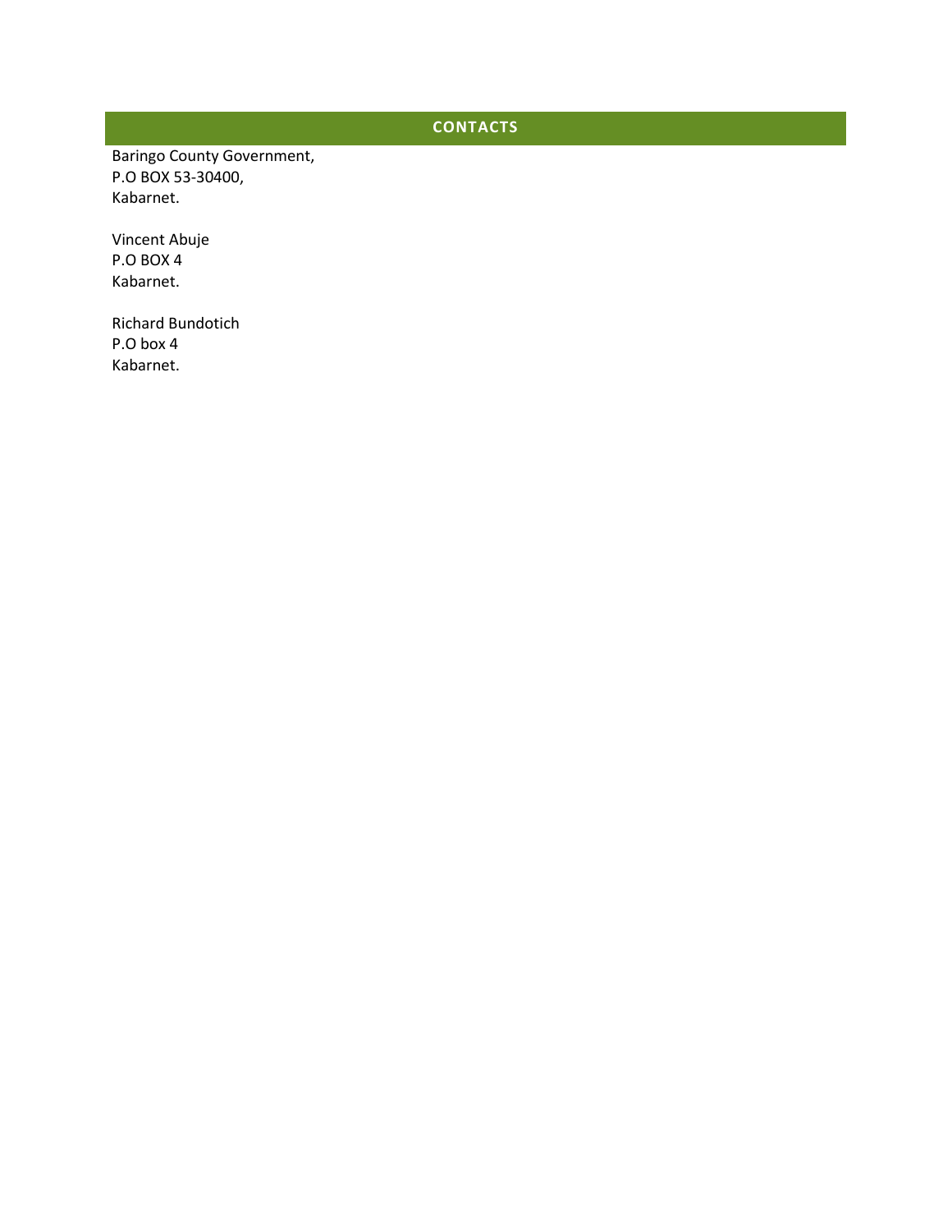## CONTACTS

Baringo County Government,  
P.O BOX 53-30400,  
Kabarnet.

Vincent Abuje  
P.O BOX 4  
Kabarnet.

Richard Bundotich  
P.O box 4  
Kabarnet.